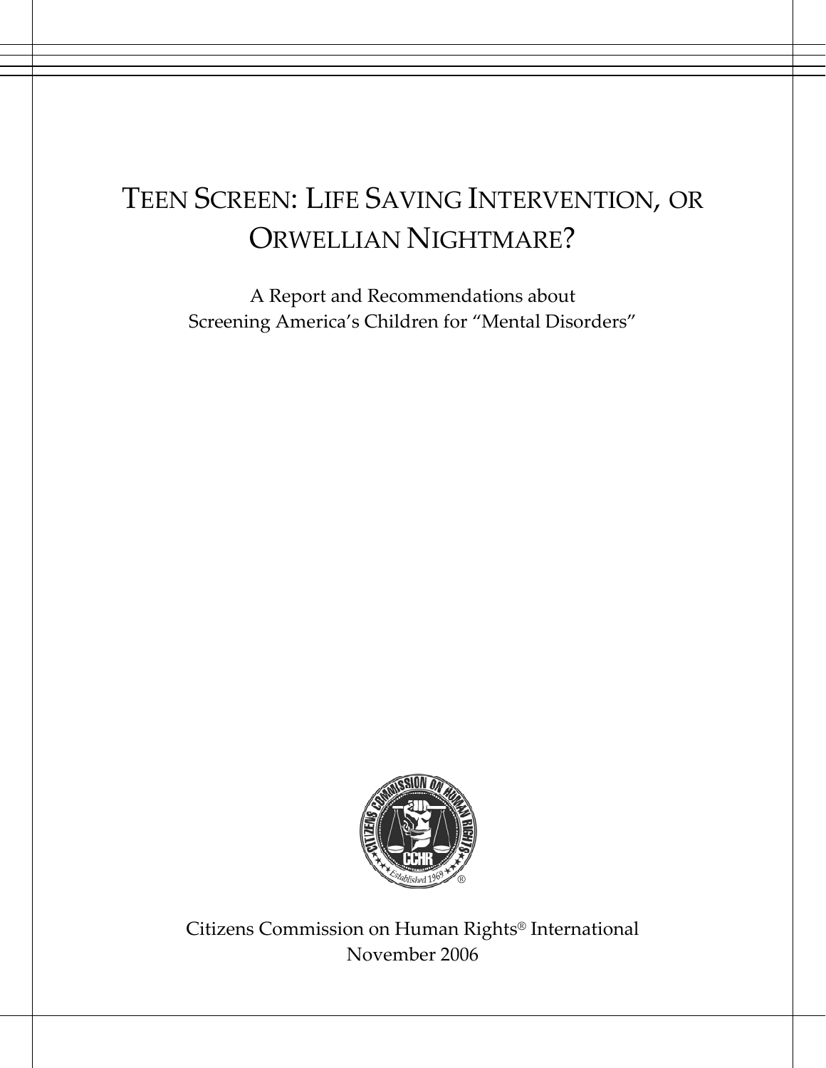# TEEN SCREEN: LIFE SAVING INTERVENTION, OR ORWELLIAN NIGHTMARE?

A Report and Recommendations about
Screening America's Children for "Mental Disorders"

Citizens Commission on Human Rights® International
November 2006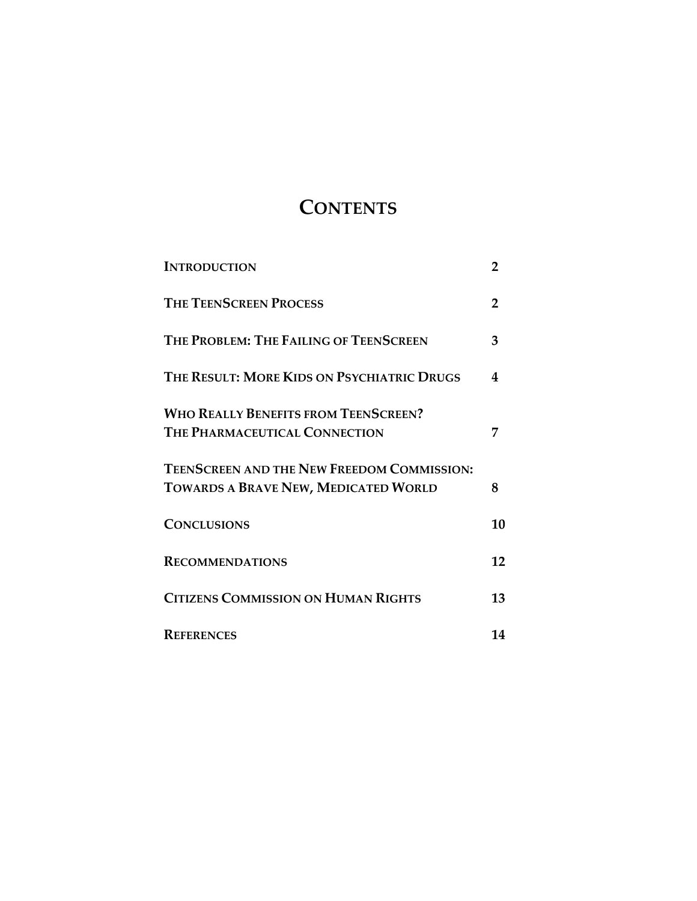# CONTENTS

| | |
|---|---|
| **INTRODUCTION** | **2** |
| **THE TEENSCREEN PROCESS** | **2** |
| **THE PROBLEM: THE FAILING OF TEENSCREEN** | **3** |
| **THE RESULT: MORE KIDS ON PSYCHIATRIC DRUGS** | **4** |
| **WHO REALLY BENEFITS FROM TEENSCREEN? THE PHARMACEUTICAL CONNECTION** | **7** |
| **TEENSCREEN AND THE NEW FREEDOM COMMISSION: TOWARDS A BRAVE NEW, MEDICATED WORLD** | **8** |
| **CONCLUSIONS** | **10** |
| **RECOMMENDATIONS** | **12** |
| **CITIZENS COMMISSION ON HUMAN RIGHTS** | **13** |
| **REFERENCES** | **14** |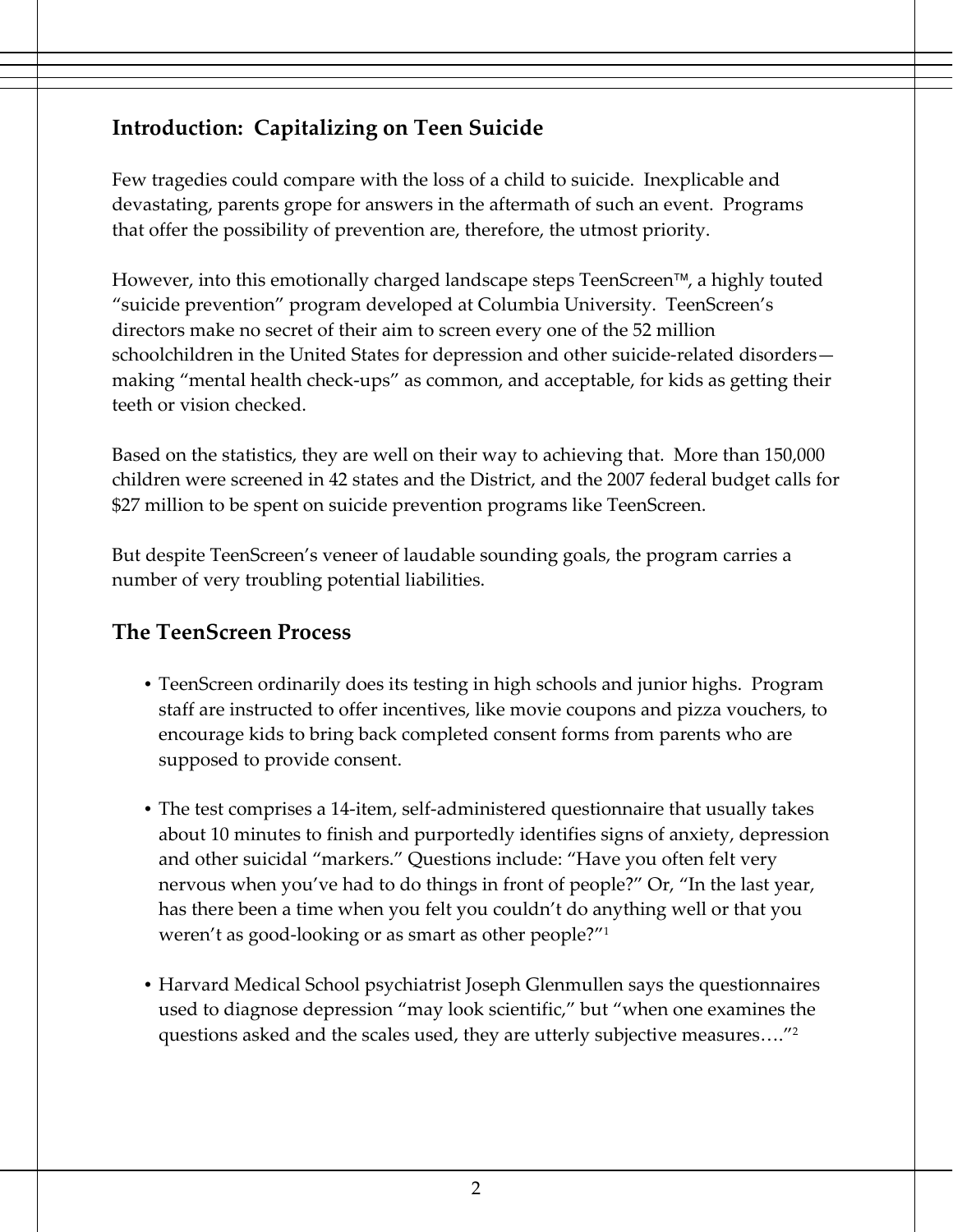## Introduction: Capitalizing on Teen Suicide

Few tragedies could compare with the loss of a child to suicide. Inexplicable and devastating, parents grope for answers in the aftermath of such an event. Programs that offer the possibility of prevention are, therefore, the utmost priority.

However, into this emotionally charged landscape steps TeenScreen™, a highly touted "suicide prevention" program developed at Columbia University. TeenScreen's directors make no secret of their aim to screen every one of the 52 million schoolchildren in the United States for depression and other suicide-related disorders—making "mental health check-ups" as common, and acceptable, for kids as getting their teeth or vision checked.

Based on the statistics, they are well on their way to achieving that. More than 150,000 children were screened in 42 states and the District, and the 2007 federal budget calls for $27 million to be spent on suicide prevention programs like TeenScreen.

But despite TeenScreen's veneer of laudable sounding goals, the program carries a number of very troubling potential liabilities.

## The TeenScreen Process

- TeenScreen ordinarily does its testing in high schools and junior highs. Program staff are instructed to offer incentives, like movie coupons and pizza vouchers, to encourage kids to bring back completed consent forms from parents who are supposed to provide consent.

- The test comprises a 14-item, self-administered questionnaire that usually takes about 10 minutes to finish and purportedly identifies signs of anxiety, depression and other suicidal "markers." Questions include: "Have you often felt very nervous when you've had to do things in front of people?" Or, "In the last year, has there been a time when you felt you couldn't do anything well or that you weren't as good-looking or as smart as other people?"[1]

- Harvard Medical School psychiatrist Joseph Glenmullen says the questionnaires used to diagnose depression "may look scientific," but "when one examines the questions asked and the scales used, they are utterly subjective measures…."[2]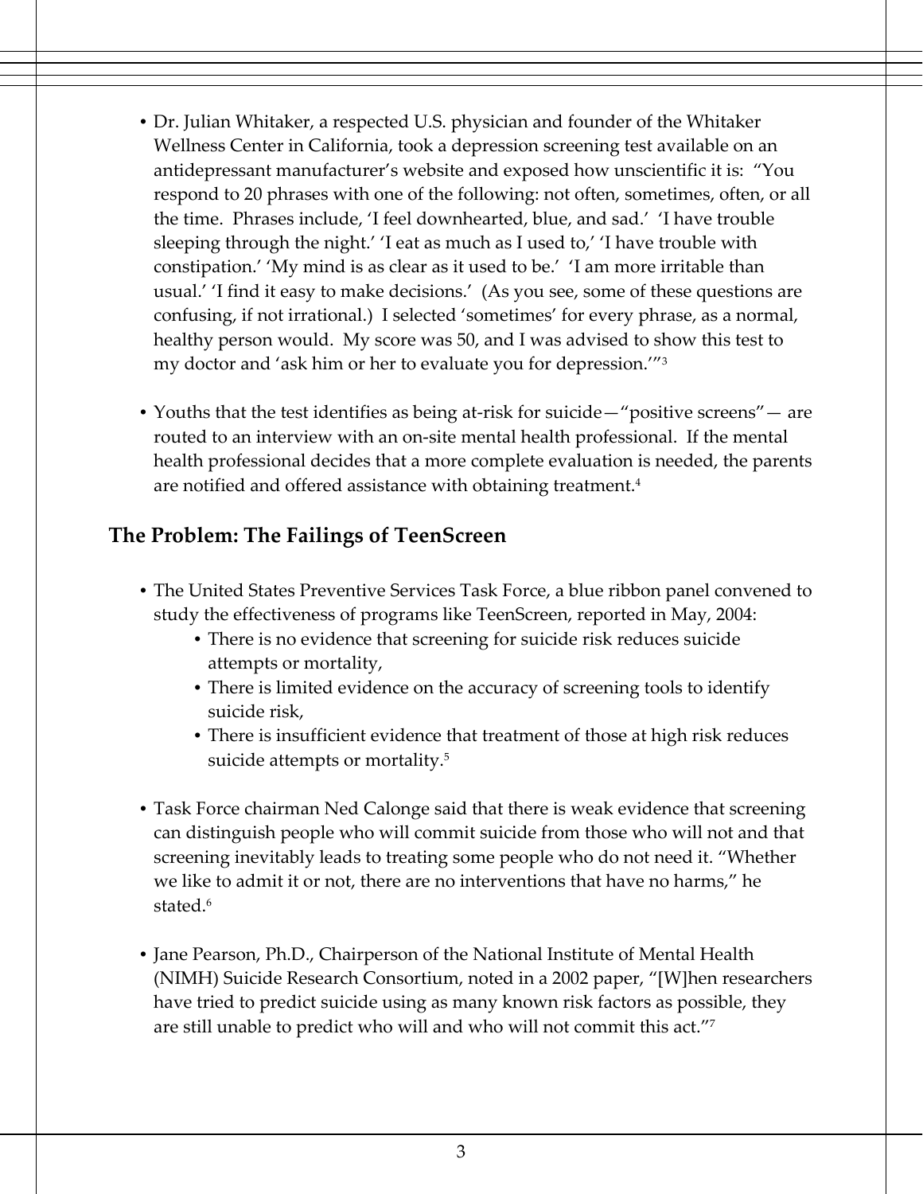- Dr. Julian Whitaker, a respected U.S. physician and founder of the Whitaker Wellness Center in California, took a depression screening test available on an antidepressant manufacturer's website and exposed how unscientific it is: "You respond to 20 phrases with one of the following: not often, sometimes, often, or all the time. Phrases include, 'I feel downhearted, blue, and sad.' 'I have trouble sleeping through the night.' 'I eat as much as I used to,' 'I have trouble with constipation.' 'My mind is as clear as it used to be.' 'I am more irritable than usual.' 'I find it easy to make decisions.' (As you see, some of these questions are confusing, if not irrational.) I selected 'sometimes' for every phrase, as a normal, healthy person would. My score was 50, and I was advised to show this test to my doctor and 'ask him or her to evaluate you for depression.'"[3]

- Youths that the test identifies as being at-risk for suicide—"positive screens"— are routed to an interview with an on-site mental health professional. If the mental health professional decides that a more complete evaluation is needed, the parents are notified and offered assistance with obtaining treatment.[4]

## The Problem: The Failings of TeenScreen

- The United States Preventive Services Task Force, a blue ribbon panel convened to study the effectiveness of programs like TeenScreen, reported in May, 2004:
  - There is no evidence that screening for suicide risk reduces suicide attempts or mortality,
  - There is limited evidence on the accuracy of screening tools to identify suicide risk,
  - There is insufficient evidence that treatment of those at high risk reduces suicide attempts or mortality.[5]

- Task Force chairman Ned Calonge said that there is weak evidence that screening can distinguish people who will commit suicide from those who will not and that screening inevitably leads to treating some people who do not need it. "Whether we like to admit it or not, there are no interventions that have no harms," he stated.[6]

- Jane Pearson, Ph.D., Chairperson of the National Institute of Mental Health (NIMH) Suicide Research Consortium, noted in a 2002 paper, "[W]hen researchers have tried to predict suicide using as many known risk factors as possible, they are still unable to predict who will and who will not commit this act."[7]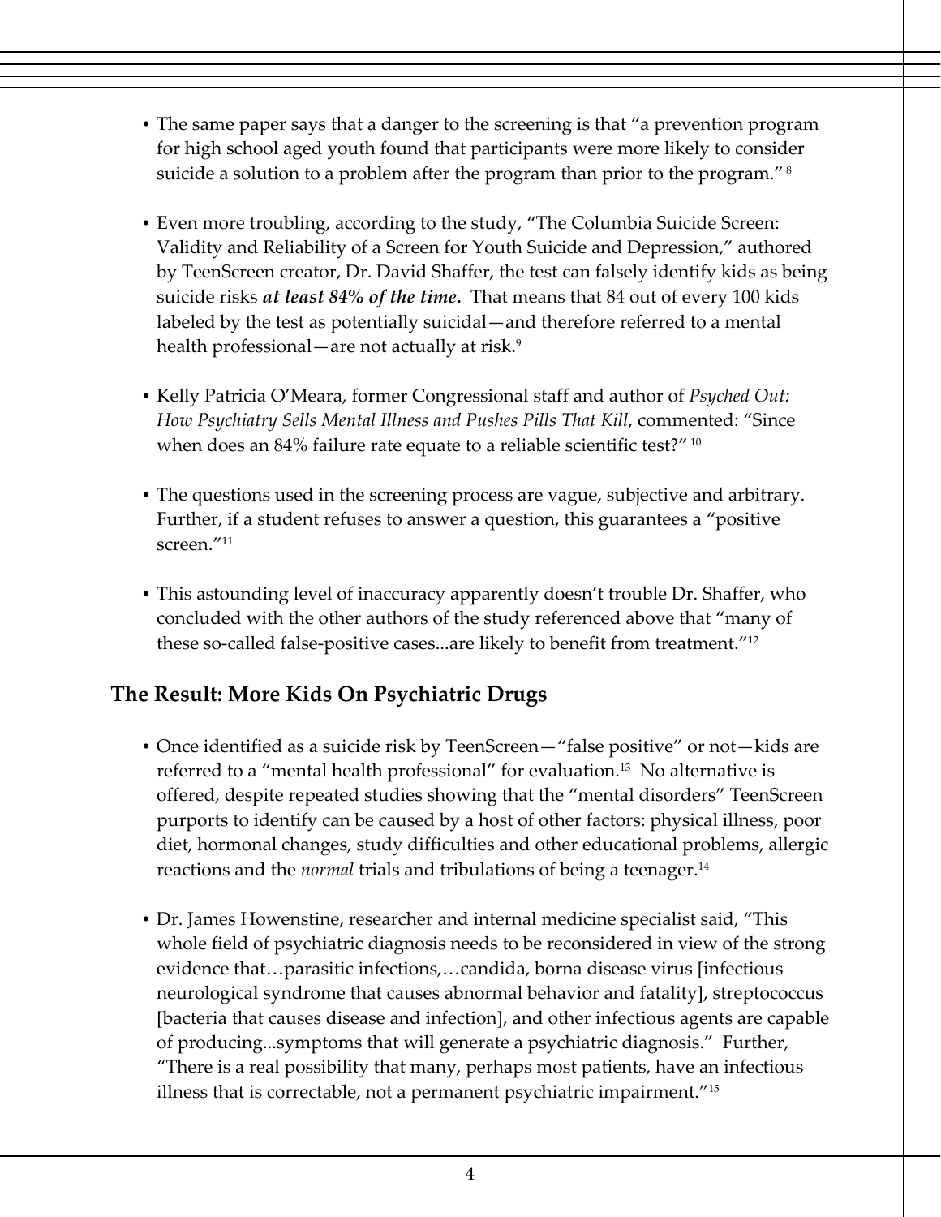- The same paper says that a danger to the screening is that "a prevention program for high school aged youth found that participants were more likely to consider suicide a solution to a problem after the program than prior to the program." [8]

- Even more troubling, according to the study, "The Columbia Suicide Screen: Validity and Reliability of a Screen for Youth Suicide and Depression," authored by TeenScreen creator, Dr. David Shaffer, the test can falsely identify kids as being suicide risks ***at least 84% of the time.*** That means that 84 out of every 100 kids labeled by the test as potentially suicidal—and therefore referred to a mental health professional—are not actually at risk.[9]

- Kelly Patricia O'Meara, former Congressional staff and author of *Psyched Out: How Psychiatry Sells Mental Illness and Pushes Pills That Kill*, commented: "Since when does an 84% failure rate equate to a reliable scientific test?" [10]

- The questions used in the screening process are vague, subjective and arbitrary. Further, if a student refuses to answer a question, this guarantees a "positive screen."[11]

- This astounding level of inaccuracy apparently doesn't trouble Dr. Shaffer, who concluded with the other authors of the study referenced above that "many of these so-called false-positive cases...are likely to benefit from treatment."[12]

## The Result: More Kids On Psychiatric Drugs

- Once identified as a suicide risk by TeenScreen—"false positive" or not—kids are referred to a "mental health professional" for evaluation.[13] No alternative is offered, despite repeated studies showing that the "mental disorders" TeenScreen purports to identify can be caused by a host of other factors: physical illness, poor diet, hormonal changes, study difficulties and other educational problems, allergic reactions and the *normal* trials and tribulations of being a teenager.[14]

- Dr. James Howenstine, researcher and internal medicine specialist said, "This whole field of psychiatric diagnosis needs to be reconsidered in view of the strong evidence that…parasitic infections,…candida, borna disease virus [infectious neurological syndrome that causes abnormal behavior and fatality], streptococcus [bacteria that causes disease and infection], and other infectious agents are capable of producing...symptoms that will generate a psychiatric diagnosis." Further, "There is a real possibility that many, perhaps most patients, have an infectious illness that is correctable, not a permanent psychiatric impairment."[15]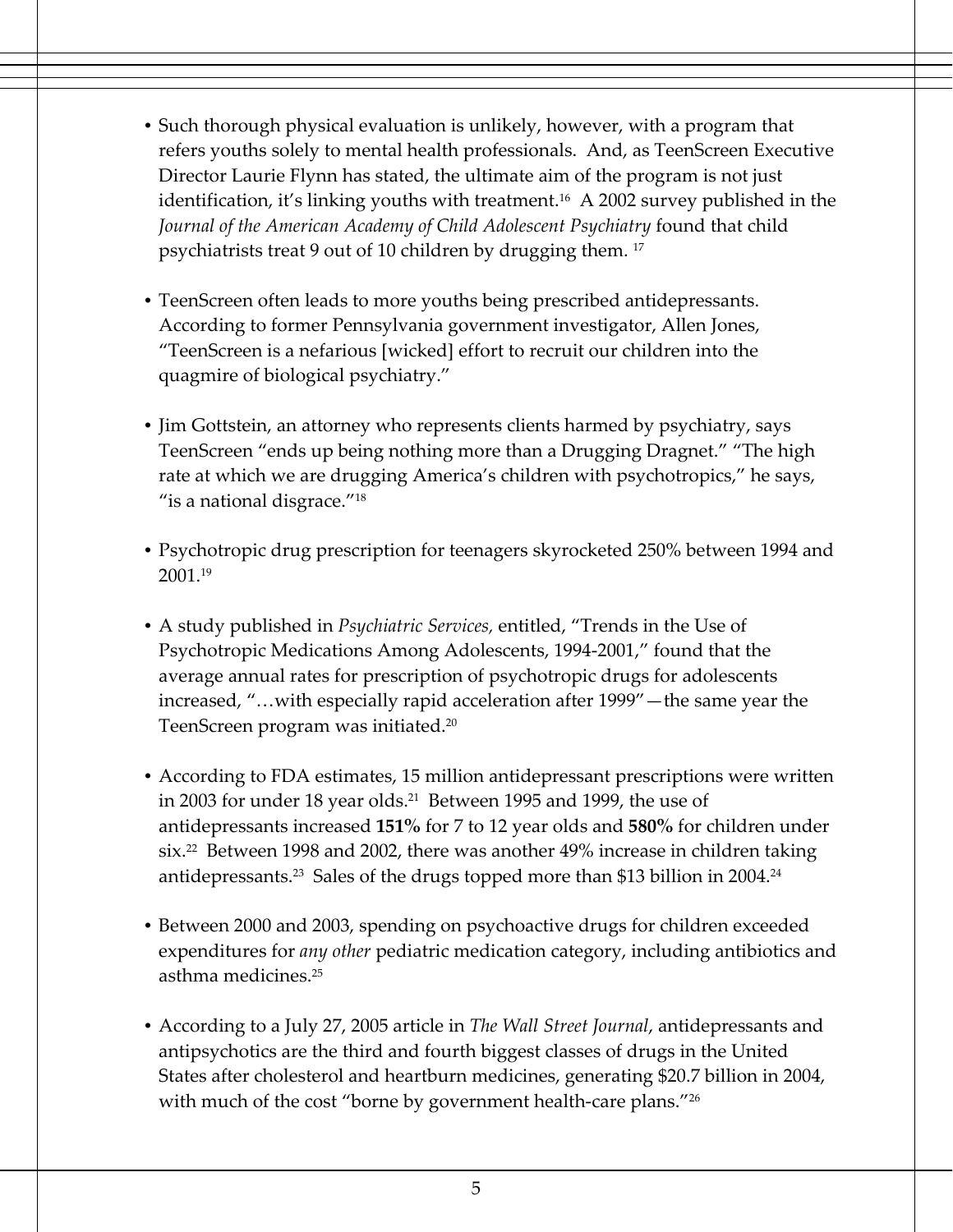- Such thorough physical evaluation is unlikely, however, with a program that refers youths solely to mental health professionals. And, as TeenScreen Executive Director Laurie Flynn has stated, the ultimate aim of the program is not just identification, it's linking youths with treatment.[16] A 2002 survey published in the *Journal of the American Academy of Child Adolescent Psychiatry* found that child psychiatrists treat 9 out of 10 children by drugging them.[17]

- TeenScreen often leads to more youths being prescribed antidepressants. According to former Pennsylvania government investigator, Allen Jones, "TeenScreen is a nefarious [wicked] effort to recruit our children into the quagmire of biological psychiatry."

- Jim Gottstein, an attorney who represents clients harmed by psychiatry, says TeenScreen "ends up being nothing more than a Drugging Dragnet." "The high rate at which we are drugging America's children with psychotropics," he says, "is a national disgrace."[18]

- Psychotropic drug prescription for teenagers skyrocketed 250% between 1994 and 2001.[19]

- A study published in *Psychiatric Services*, entitled, "Trends in the Use of Psychotropic Medications Among Adolescents, 1994-2001," found that the average annual rates for prescription of psychotropic drugs for adolescents increased, "…with especially rapid acceleration after 1999"—the same year the TeenScreen program was initiated.[20]

- According to FDA estimates, 15 million antidepressant prescriptions were written in 2003 for under 18 year olds.[21] Between 1995 and 1999, the use of antidepressants increased **151%** for 7 to 12 year olds and **580%** for children under six.[22] Between 1998 and 2002, there was another 49% increase in children taking antidepressants.[23] Sales of the drugs topped more than $13 billion in 2004.[24]

- Between 2000 and 2003, spending on psychoactive drugs for children exceeded expenditures for *any other* pediatric medication category, including antibiotics and asthma medicines.[25]

- According to a July 27, 2005 article in *The Wall Street Journal*, antidepressants and antipsychotics are the third and fourth biggest classes of drugs in the United States after cholesterol and heartburn medicines, generating $20.7 billion in 2004, with much of the cost "borne by government health-care plans."[26]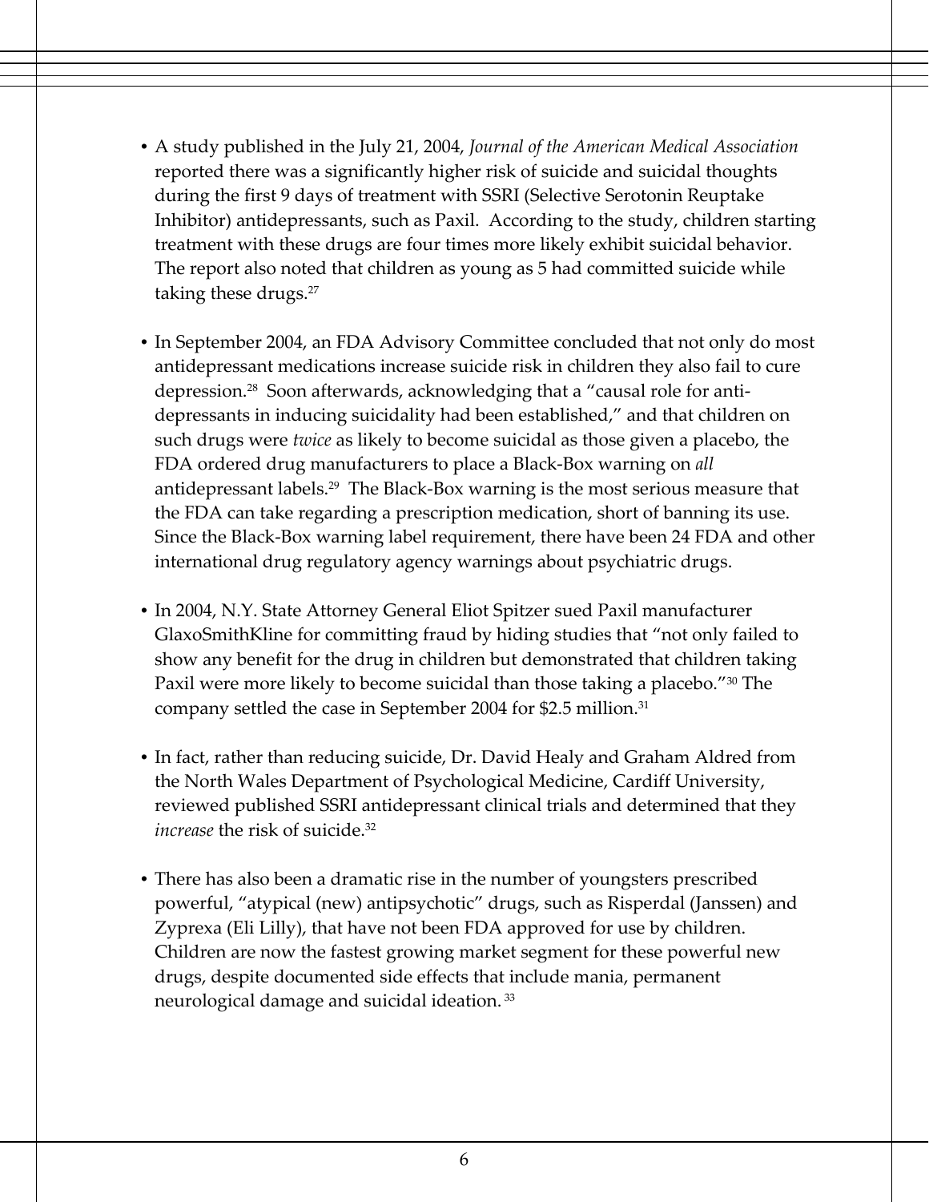- A study published in the July 21, 2004, *Journal of the American Medical Association* reported there was a significantly higher risk of suicide and suicidal thoughts during the first 9 days of treatment with SSRI (Selective Serotonin Reuptake Inhibitor) antidepressants, such as Paxil. According to the study, children starting treatment with these drugs are four times more likely exhibit suicidal behavior. The report also noted that children as young as 5 had committed suicide while taking these drugs.[27]

- In September 2004, an FDA Advisory Committee concluded that not only do most antidepressant medications increase suicide risk in children they also fail to cure depression.[28] Soon afterwards, acknowledging that a "causal role for anti-depressants in inducing suicidality had been established," and that children on such drugs were *twice* as likely to become suicidal as those given a placebo, the FDA ordered drug manufacturers to place a Black-Box warning on *all* antidepressant labels.[29] The Black-Box warning is the most serious measure that the FDA can take regarding a prescription medication, short of banning its use. Since the Black-Box warning label requirement, there have been 24 FDA and other international drug regulatory agency warnings about psychiatric drugs.

- In 2004, N.Y. State Attorney General Eliot Spitzer sued Paxil manufacturer GlaxoSmithKline for committing fraud by hiding studies that "not only failed to show any benefit for the drug in children but demonstrated that children taking Paxil were more likely to become suicidal than those taking a placebo."[30] The company settled the case in September 2004 for $2.5 million.[31]

- In fact, rather than reducing suicide, Dr. David Healy and Graham Aldred from the North Wales Department of Psychological Medicine, Cardiff University, reviewed published SSRI antidepressant clinical trials and determined that they *increase* the risk of suicide.[32]

- There has also been a dramatic rise in the number of youngsters prescribed powerful, "atypical (new) antipsychotic" drugs, such as Risperdal (Janssen) and Zyprexa (Eli Lilly), that have not been FDA approved for use by children. Children are now the fastest growing market segment for these powerful new drugs, despite documented side effects that include mania, permanent neurological damage and suicidal ideation.[33]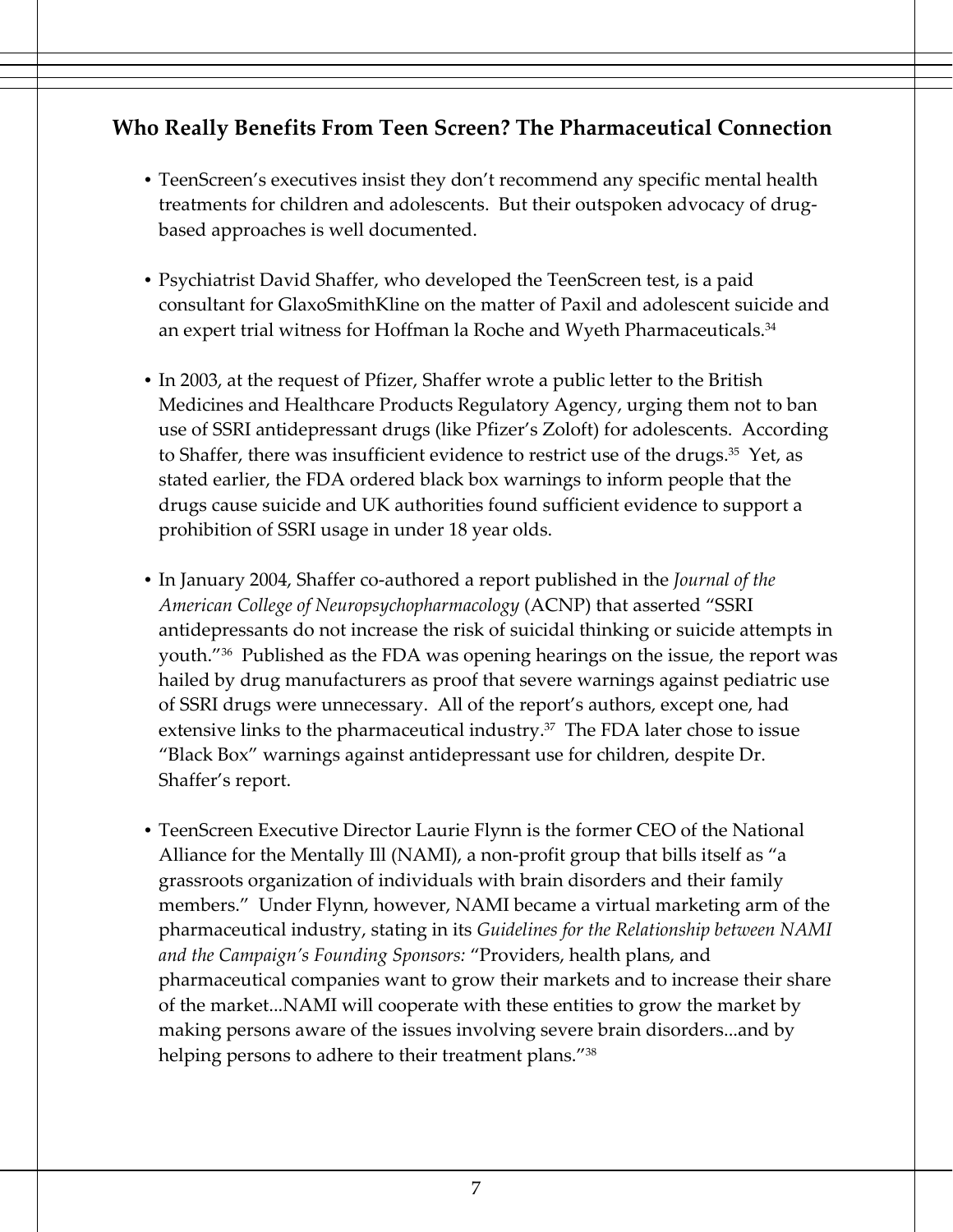## Who Really Benefits From Teen Screen? The Pharmaceutical Connection

- TeenScreen's executives insist they don't recommend any specific mental health treatments for children and adolescents. But their outspoken advocacy of drug-based approaches is well documented.

- Psychiatrist David Shaffer, who developed the TeenScreen test, is a paid consultant for GlaxoSmithKline on the matter of Paxil and adolescent suicide and an expert trial witness for Hoffman la Roche and Wyeth Pharmaceuticals.[34]

- In 2003, at the request of Pfizer, Shaffer wrote a public letter to the British Medicines and Healthcare Products Regulatory Agency, urging them not to ban use of SSRI antidepressant drugs (like Pfizer's Zoloft) for adolescents. According to Shaffer, there was insufficient evidence to restrict use of the drugs.[35] Yet, as stated earlier, the FDA ordered black box warnings to inform people that the drugs cause suicide and UK authorities found sufficient evidence to support a prohibition of SSRI usage in under 18 year olds.

- In January 2004, Shaffer co-authored a report published in the *Journal of the American College of Neuropsychopharmacology* (ACNP) that asserted "SSRI antidepressants do not increase the risk of suicidal thinking or suicide attempts in youth."[36] Published as the FDA was opening hearings on the issue, the report was hailed by drug manufacturers as proof that severe warnings against pediatric use of SSRI drugs were unnecessary. All of the report's authors, except one, had extensive links to the pharmaceutical industry.[37] The FDA later chose to issue "Black Box" warnings against antidepressant use for children, despite Dr. Shaffer's report.

- TeenScreen Executive Director Laurie Flynn is the former CEO of the National Alliance for the Mentally Ill (NAMI), a non-profit group that bills itself as "a grassroots organization of individuals with brain disorders and their family members." Under Flynn, however, NAMI became a virtual marketing arm of the pharmaceutical industry, stating in its *Guidelines for the Relationship between NAMI and the Campaign's Founding Sponsors:* "Providers, health plans, and pharmaceutical companies want to grow their markets and to increase their share of the market...NAMI will cooperate with these entities to grow the market by making persons aware of the issues involving severe brain disorders...and by helping persons to adhere to their treatment plans."[38]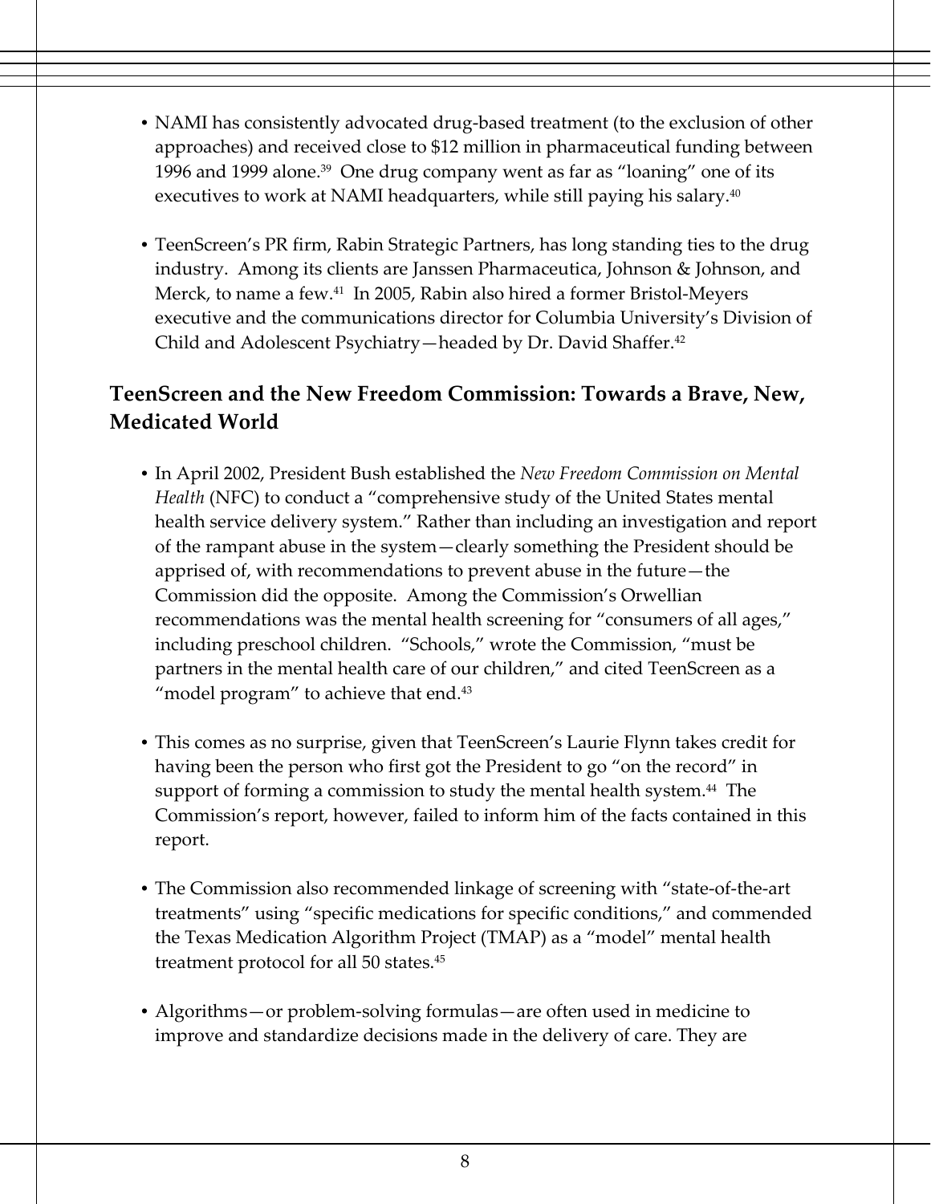- NAMI has consistently advocated drug-based treatment (to the exclusion of other approaches) and received close to $12 million in pharmaceutical funding between 1996 and 1999 alone.[39] One drug company went as far as "loaning" one of its executives to work at NAMI headquarters, while still paying his salary.[40]

- TeenScreen's PR firm, Rabin Strategic Partners, has long standing ties to the drug industry. Among its clients are Janssen Pharmaceutica, Johnson & Johnson, and Merck, to name a few.[41] In 2005, Rabin also hired a former Bristol-Meyers executive and the communications director for Columbia University's Division of Child and Adolescent Psychiatry—headed by Dr. David Shaffer.[42]

## TeenScreen and the New Freedom Commission: Towards a Brave, New, Medicated World

- In April 2002, President Bush established the *New Freedom Commission on Mental Health* (NFC) to conduct a "comprehensive study of the United States mental health service delivery system." Rather than including an investigation and report of the rampant abuse in the system—clearly something the President should be apprised of, with recommendations to prevent abuse in the future—the Commission did the opposite. Among the Commission's Orwellian recommendations was the mental health screening for "consumers of all ages," including preschool children. "Schools," wrote the Commission, "must be partners in the mental health care of our children," and cited TeenScreen as a "model program" to achieve that end.[43]

- This comes as no surprise, given that TeenScreen's Laurie Flynn takes credit for having been the person who first got the President to go "on the record" in support of forming a commission to study the mental health system.[44] The Commission's report, however, failed to inform him of the facts contained in this report.

- The Commission also recommended linkage of screening with "state-of-the-art treatments" using "specific medications for specific conditions," and commended the Texas Medication Algorithm Project (TMAP) as a "model" mental health treatment protocol for all 50 states.[45]

- Algorithms—or problem-solving formulas—are often used in medicine to improve and standardize decisions made in the delivery of care. They are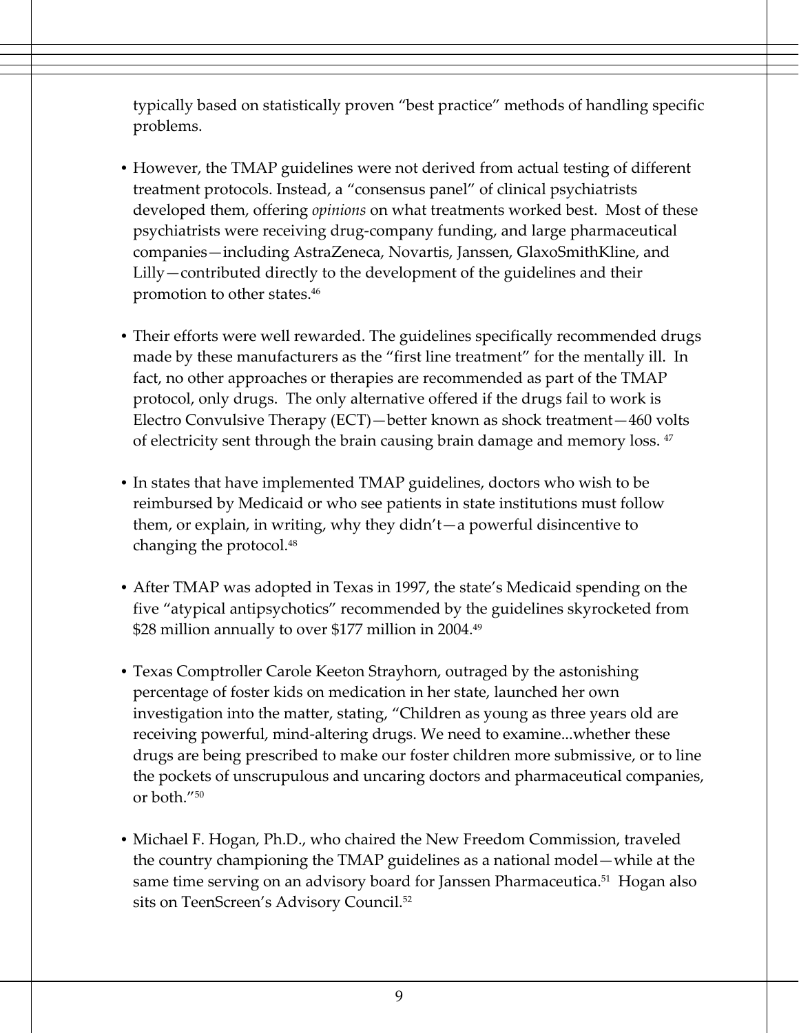typically based on statistically proven "best practice" methods of handling specific problems.

- However, the TMAP guidelines were not derived from actual testing of different treatment protocols. Instead, a "consensus panel" of clinical psychiatrists developed them, offering *opinions* on what treatments worked best. Most of these psychiatrists were receiving drug-company funding, and large pharmaceutical companies—including AstraZeneca, Novartis, Janssen, GlaxoSmithKline, and Lilly—contributed directly to the development of the guidelines and their promotion to other states.[46]

- Their efforts were well rewarded. The guidelines specifically recommended drugs made by these manufacturers as the "first line treatment" for the mentally ill. In fact, no other approaches or therapies are recommended as part of the TMAP protocol, only drugs. The only alternative offered if the drugs fail to work is Electro Convulsive Therapy (ECT)—better known as shock treatment—460 volts of electricity sent through the brain causing brain damage and memory loss.[47]

- In states that have implemented TMAP guidelines, doctors who wish to be reimbursed by Medicaid or who see patients in state institutions must follow them, or explain, in writing, why they didn't—a powerful disincentive to changing the protocol.[48]

- After TMAP was adopted in Texas in 1997, the state's Medicaid spending on the five "atypical antipsychotics" recommended by the guidelines skyrocketed from $28 million annually to over $177 million in 2004.[49]

- Texas Comptroller Carole Keeton Strayhorn, outraged by the astonishing percentage of foster kids on medication in her state, launched her own investigation into the matter, stating, "Children as young as three years old are receiving powerful, mind-altering drugs. We need to examine...whether these drugs are being prescribed to make our foster children more submissive, or to line the pockets of unscrupulous and uncaring doctors and pharmaceutical companies, or both."[50]

- Michael F. Hogan, Ph.D., who chaired the New Freedom Commission, traveled the country championing the TMAP guidelines as a national model—while at the same time serving on an advisory board for Janssen Pharmaceutica.[51] Hogan also sits on TeenScreen's Advisory Council.[52]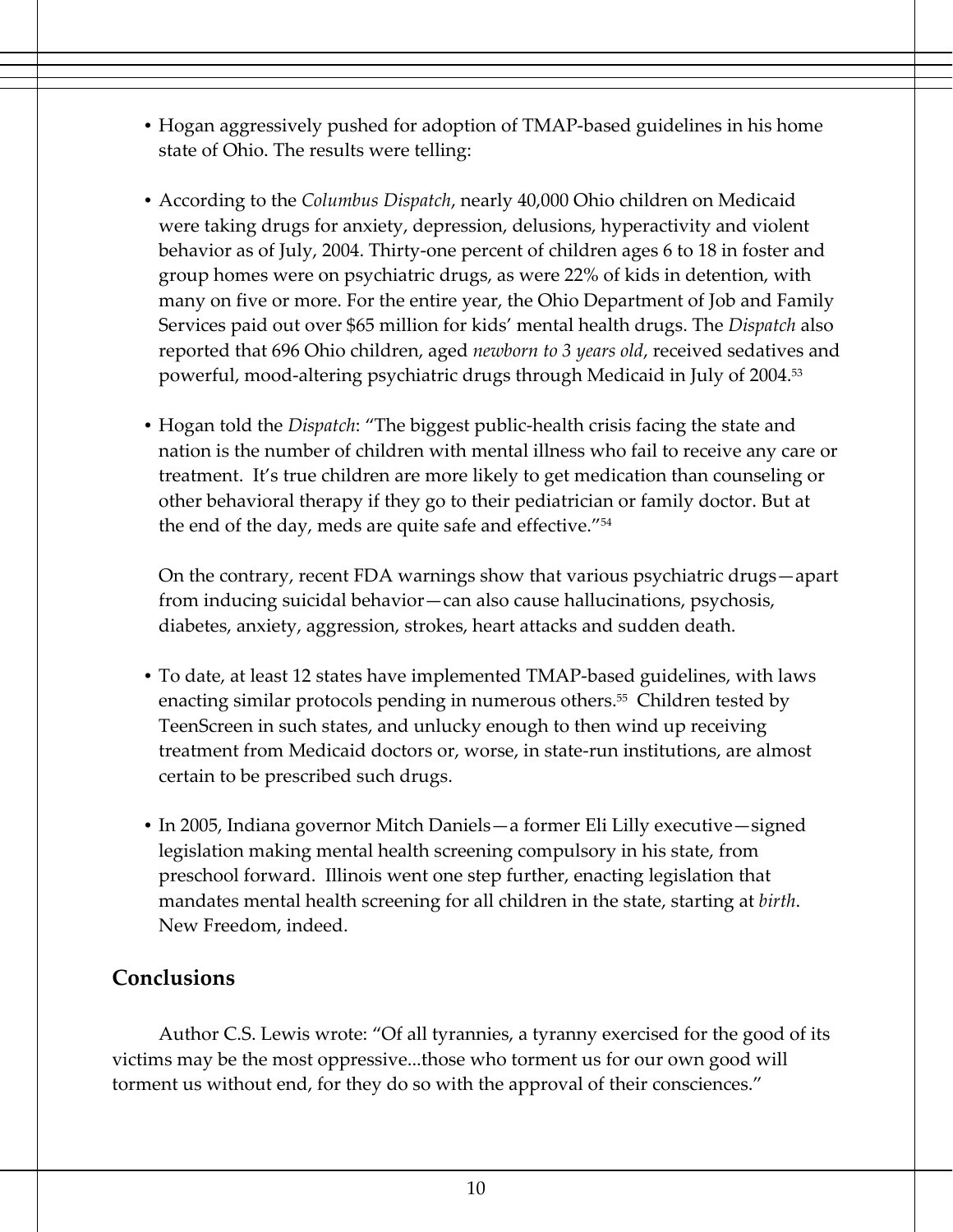- Hogan aggressively pushed for adoption of TMAP-based guidelines in his home state of Ohio. The results were telling:

- According to the *Columbus Dispatch*, nearly 40,000 Ohio children on Medicaid were taking drugs for anxiety, depression, delusions, hyperactivity and violent behavior as of July, 2004. Thirty-one percent of children ages 6 to 18 in foster and group homes were on psychiatric drugs, as were 22% of kids in detention, with many on five or more. For the entire year, the Ohio Department of Job and Family Services paid out over $65 million for kids' mental health drugs. The *Dispatch* also reported that 696 Ohio children, aged *newborn to 3 years old*, received sedatives and powerful, mood-altering psychiatric drugs through Medicaid in July of 2004.[53]

- Hogan told the *Dispatch*: "The biggest public-health crisis facing the state and nation is the number of children with mental illness who fail to receive any care or treatment. It's true children are more likely to get medication than counseling or other behavioral therapy if they go to their pediatrician or family doctor. But at the end of the day, meds are quite safe and effective."[54]

  On the contrary, recent FDA warnings show that various psychiatric drugs—apart from inducing suicidal behavior—can also cause hallucinations, psychosis, diabetes, anxiety, aggression, strokes, heart attacks and sudden death.

- To date, at least 12 states have implemented TMAP-based guidelines, with laws enacting similar protocols pending in numerous others.[55] Children tested by TeenScreen in such states, and unlucky enough to then wind up receiving treatment from Medicaid doctors or, worse, in state-run institutions, are almost certain to be prescribed such drugs.

- In 2005, Indiana governor Mitch Daniels—a former Eli Lilly executive—signed legislation making mental health screening compulsory in his state, from preschool forward. Illinois went one step further, enacting legislation that mandates mental health screening for all children in the state, starting at *birth*. New Freedom, indeed.

## Conclusions

Author C.S. Lewis wrote: "Of all tyrannies, a tyranny exercised for the good of its victims may be the most oppressive...those who torment us for our own good will torment us without end, for they do so with the approval of their consciences."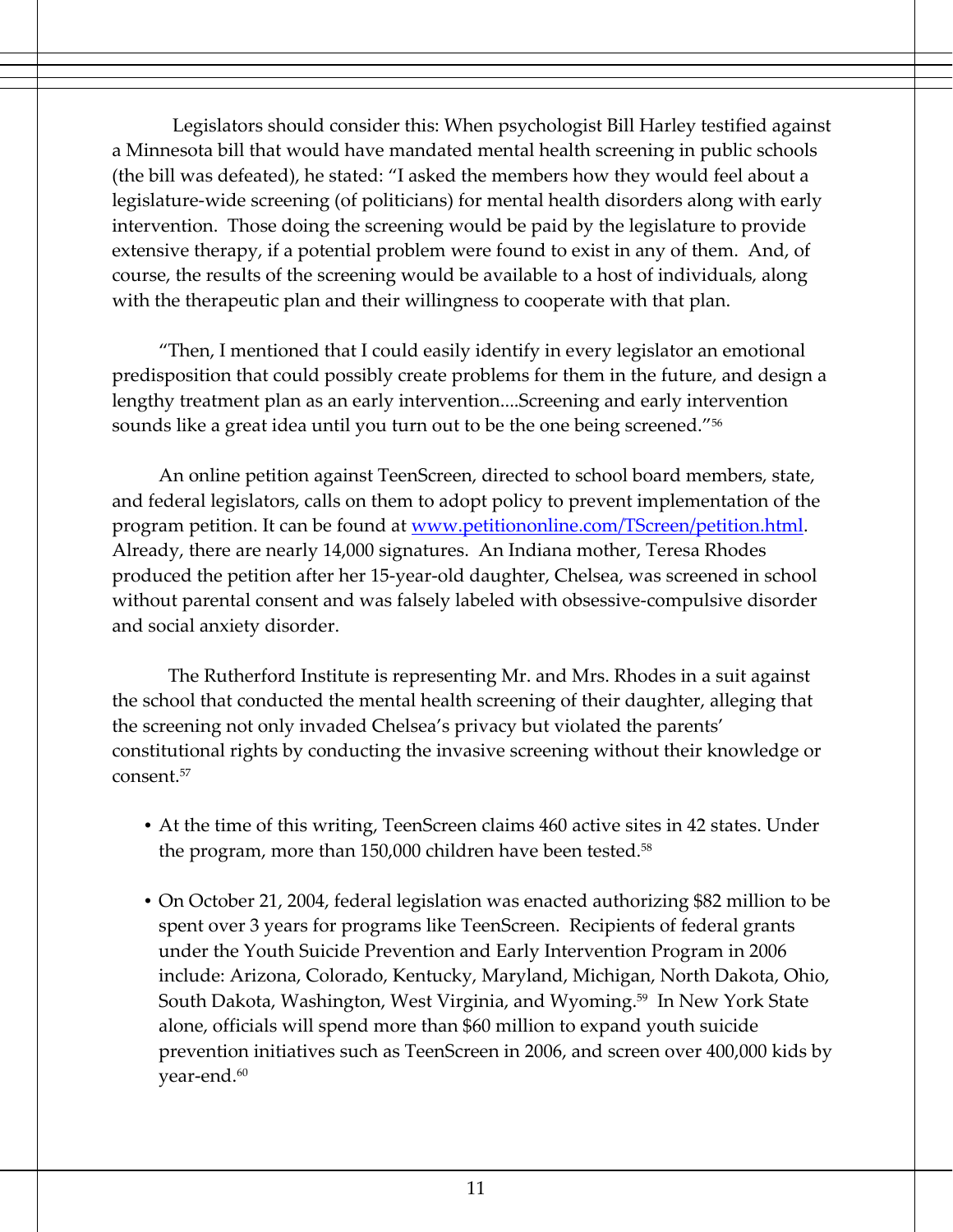Legislators should consider this: When psychologist Bill Harley testified against a Minnesota bill that would have mandated mental health screening in public schools (the bill was defeated), he stated: "I asked the members how they would feel about a legislature-wide screening (of politicians) for mental health disorders along with early intervention. Those doing the screening would be paid by the legislature to provide extensive therapy, if a potential problem were found to exist in any of them. And, of course, the results of the screening would be available to a host of individuals, along with the therapeutic plan and their willingness to cooperate with that plan.

"Then, I mentioned that I could easily identify in every legislator an emotional predisposition that could possibly create problems for them in the future, and design a lengthy treatment plan as an early intervention....Screening and early intervention sounds like a great idea until you turn out to be the one being screened."[56]

An online petition against TeenScreen, directed to school board members, state, and federal legislators, calls on them to adopt policy to prevent implementation of the program petition. It can be found at [www.petitiononline.com/TScreen/petition.html](www.petitiononline.com/TScreen/petition.html). Already, there are nearly 14,000 signatures. An Indiana mother, Teresa Rhodes produced the petition after her 15-year-old daughter, Chelsea, was screened in school without parental consent and was falsely labeled with obsessive-compulsive disorder and social anxiety disorder.

The Rutherford Institute is representing Mr. and Mrs. Rhodes in a suit against the school that conducted the mental health screening of their daughter, alleging that the screening not only invaded Chelsea's privacy but violated the parents' constitutional rights by conducting the invasive screening without their knowledge or consent.[57]

- At the time of this writing, TeenScreen claims 460 active sites in 42 states. Under the program, more than 150,000 children have been tested.[58]

- On October 21, 2004, federal legislation was enacted authorizing $82 million to be spent over 3 years for programs like TeenScreen. Recipients of federal grants under the Youth Suicide Prevention and Early Intervention Program in 2006 include: Arizona, Colorado, Kentucky, Maryland, Michigan, North Dakota, Ohio, South Dakota, Washington, West Virginia, and Wyoming.[59] In New York State alone, officials will spend more than $60 million to expand youth suicide prevention initiatives such as TeenScreen in 2006, and screen over 400,000 kids by year-end.[60]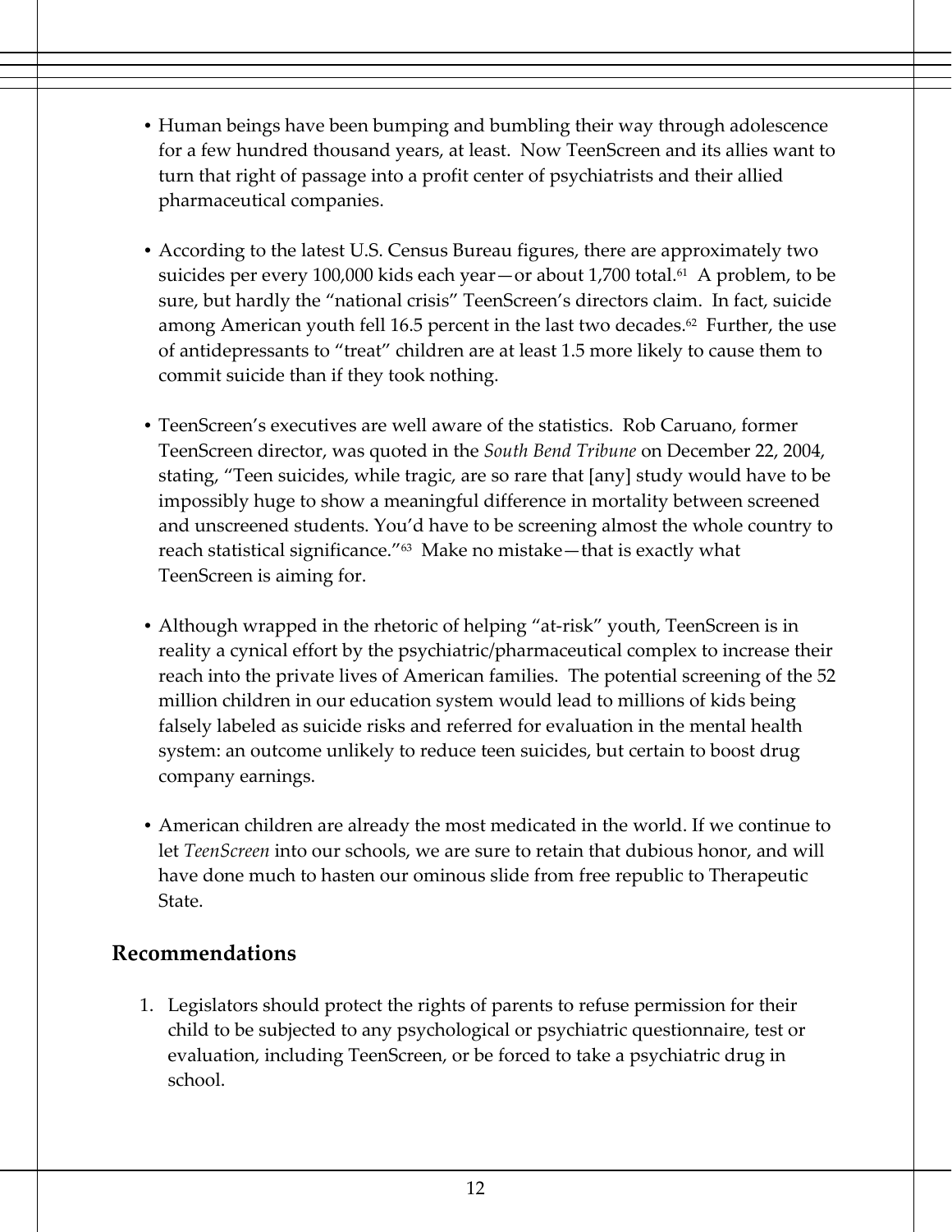- Human beings have been bumping and bumbling their way through adolescence for a few hundred thousand years, at least. Now TeenScreen and its allies want to turn that right of passage into a profit center of psychiatrists and their allied pharmaceutical companies.

- According to the latest U.S. Census Bureau figures, there are approximately two suicides per every 100,000 kids each year—or about 1,700 total.[61] A problem, to be sure, but hardly the "national crisis" TeenScreen's directors claim. In fact, suicide among American youth fell 16.5 percent in the last two decades.[62] Further, the use of antidepressants to "treat" children are at least 1.5 more likely to cause them to commit suicide than if they took nothing.

- TeenScreen's executives are well aware of the statistics. Rob Caruano, former TeenScreen director, was quoted in the *South Bend Tribune* on December 22, 2004, stating, "Teen suicides, while tragic, are so rare that [any] study would have to be impossibly huge to show a meaningful difference in mortality between screened and unscreened students. You'd have to be screening almost the whole country to reach statistical significance."[63] Make no mistake—that is exactly what TeenScreen is aiming for.

- Although wrapped in the rhetoric of helping "at-risk" youth, TeenScreen is in reality a cynical effort by the psychiatric/pharmaceutical complex to increase their reach into the private lives of American families. The potential screening of the 52 million children in our education system would lead to millions of kids being falsely labeled as suicide risks and referred for evaluation in the mental health system: an outcome unlikely to reduce teen suicides, but certain to boost drug company earnings.

- American children are already the most medicated in the world. If we continue to let *TeenScreen* into our schools, we are sure to retain that dubious honor, and will have done much to hasten our ominous slide from free republic to Therapeutic State.

## Recommendations

1. Legislators should protect the rights of parents to refuse permission for their child to be subjected to any psychological or psychiatric questionnaire, test or evaluation, including TeenScreen, or be forced to take a psychiatric drug in school.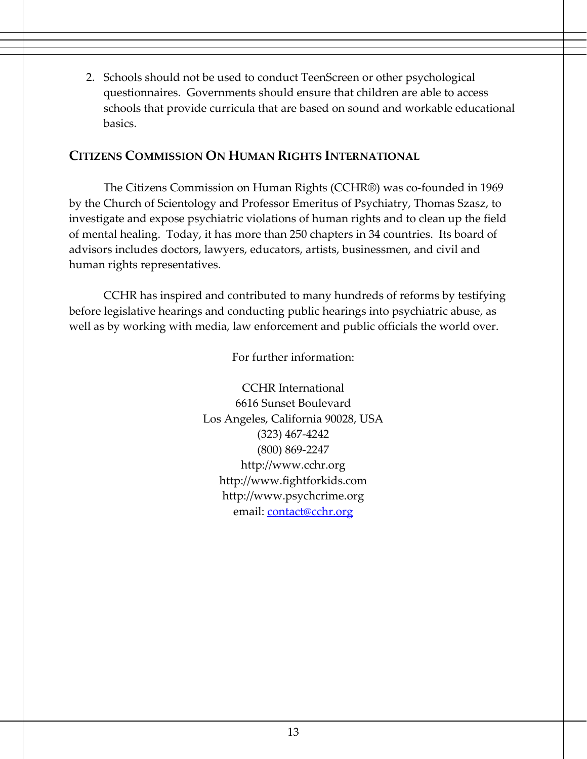2. Schools should not be used to conduct TeenScreen or other psychological questionnaires. Governments should ensure that children are able to access schools that provide curricula that are based on sound and workable educational basics.

## CITIZENS COMMISSION ON HUMAN RIGHTS INTERNATIONAL

The Citizens Commission on Human Rights (CCHR®) was co-founded in 1969 by the Church of Scientology and Professor Emeritus of Psychiatry, Thomas Szasz, to investigate and expose psychiatric violations of human rights and to clean up the field of mental healing. Today, it has more than 250 chapters in 34 countries. Its board of advisors includes doctors, lawyers, educators, artists, businessmen, and civil and human rights representatives.

CCHR has inspired and contributed to many hundreds of reforms by testifying before legislative hearings and conducting public hearings into psychiatric abuse, as well as by working with media, law enforcement and public officials the world over.

For further information:

CCHR International
6616 Sunset Boulevard
Los Angeles, California 90028, USA
(323) 467-4242
(800) 869-2247
http://www.cchr.org
http://www.fightforkids.com
http://www.psychcrime.org
email: contact@cchr.org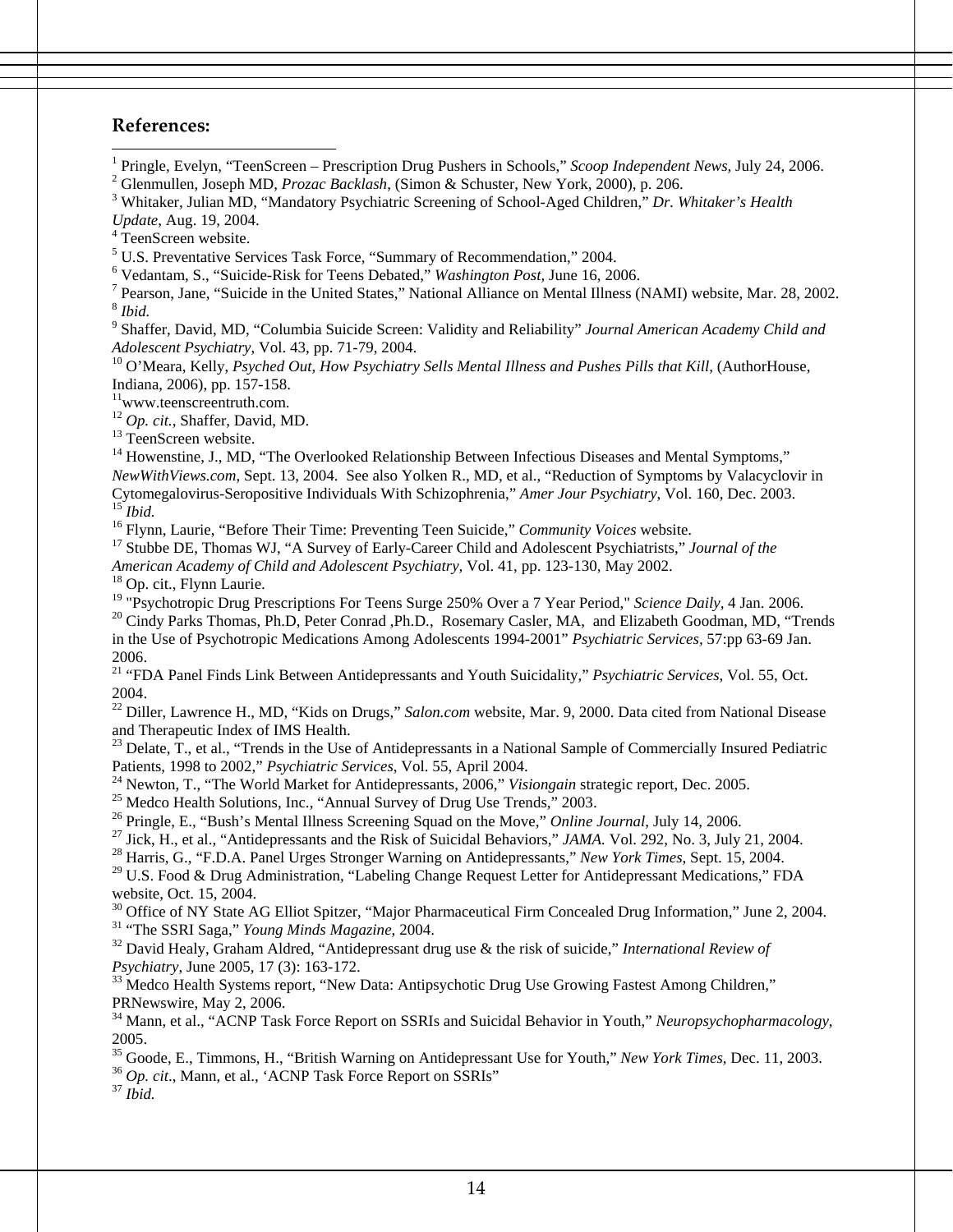**References:**

[1] Pringle, Evelyn, "TeenScreen – Prescription Drug Pushers in Schools," *Scoop Independent News,* July 24, 2006.
[2] Glenmullen, Joseph MD, *Prozac Backlash*, (Simon & Schuster, New York, 2000), p. 206.
[3] Whitaker, Julian MD, "Mandatory Psychiatric Screening of School-Aged Children," *Dr. Whitaker's Health Update*, Aug. 19, 2004.
[4] TeenScreen website.
[5] U.S. Preventative Services Task Force, "Summary of Recommendation," 2004.
[6] Vedantam, S., "Suicide-Risk for Teens Debated," *Washington Post,* June 16, 2006.
[7] Pearson, Jane, "Suicide in the United States," National Alliance on Mental Illness (NAMI) website, Mar. 28, 2002.
[8] *Ibid.*
[9] Shaffer, David, MD, "Columbia Suicide Screen: Validity and Reliability" *Journal American Academy Child and Adolescent Psychiatry*, Vol. 43, pp. 71-79, 2004.
[10] O'Meara, Kelly, *Psyched Out, How Psychiatry Sells Mental Illness and Pushes Pills that Kill*, (AuthorHouse, Indiana, 2006), pp. 157-158.
[11] www.teenscreentruth.com.
[12] *Op. cit.*, Shaffer, David, MD.
[13] TeenScreen website.
[14] Howenstine, J., MD, "The Overlooked Relationship Between Infectious Diseases and Mental Symptoms," *NewWithViews.com*, Sept. 13, 2004. See also Yolken R., MD, et al., "Reduction of Symptoms by Valacyclovir in Cytomegalovirus-Seropositive Individuals With Schizophrenia," *Amer Jour Psychiatry*, Vol. 160, Dec. 2003.
[15] *Ibid.*
[16] Flynn, Laurie, "Before Their Time: Preventing Teen Suicide," *Community Voices* website.
[17] Stubbe DE, Thomas WJ, "A Survey of Early-Career Child and Adolescent Psychiatrists," *Journal of the American Academy of Child and Adolescent Psychiatry*, Vol. 41, pp. 123-130, May 2002.
[18] Op. cit., Flynn Laurie.
[19] "Psychotropic Drug Prescriptions For Teens Surge 250% Over a 7 Year Period," *Science Daily*, 4 Jan. 2006.
[20] Cindy Parks Thomas, Ph.D, Peter Conrad ,Ph.D., Rosemary Casler, MA, and Elizabeth Goodman, MD, "Trends in the Use of Psychotropic Medications Among Adolescents 1994-2001" *Psychiatric Services*, 57:pp 63-69 Jan. 2006.
[21] "FDA Panel Finds Link Between Antidepressants and Youth Suicidality," *Psychiatric Services*, Vol. 55, Oct. 2004.
[22] Diller, Lawrence H., MD, "Kids on Drugs," *Salon.com* website, Mar. 9, 2000. Data cited from National Disease and Therapeutic Index of IMS Health.
[23] Delate, T., et al., "Trends in the Use of Antidepressants in a National Sample of Commercially Insured Pediatric Patients, 1998 to 2002," *Psychiatric Services*, Vol. 55, April 2004.
[24] Newton, T., "The World Market for Antidepressants, 2006," *Visiongain* strategic report, Dec. 2005.
[25] Medco Health Solutions, Inc., "Annual Survey of Drug Use Trends," 2003.
[26] Pringle, E., "Bush's Mental Illness Screening Squad on the Move," *Online Journal*, July 14, 2006.
[27] Jick, H., et al., "Antidepressants and the Risk of Suicidal Behaviors," *JAMA.* Vol. 292, No. 3, July 21, 2004.
[28] Harris, G., "F.D.A. Panel Urges Stronger Warning on Antidepressants," *New York Times*, Sept. 15, 2004.
[29] U.S. Food & Drug Administration, "Labeling Change Request Letter for Antidepressant Medications," FDA website, Oct. 15, 2004.
[30] Office of NY State AG Elliot Spitzer, "Major Pharmaceutical Firm Concealed Drug Information," June 2, 2004.
[31] "The SSRI Saga," *Young Minds Magazine*, 2004.
[32] David Healy, Graham Aldred, "Antidepressant drug use & the risk of suicide," *International Review of Psychiatry*, June 2005, 17 (3): 163-172.
[33] Medco Health Systems report, "New Data: Antipsychotic Drug Use Growing Fastest Among Children," PRNewswire, May 2, 2006.
[34] Mann, et al., "ACNP Task Force Report on SSRIs and Suicidal Behavior in Youth," *Neuropsychopharmacology*, 2005.
[35] Goode, E., Timmons, H., "British Warning on Antidepressant Use for Youth," *New York Times*, Dec. 11, 2003.
[36] *Op. cit*., Mann, et al., 'ACNP Task Force Report on SSRIs"
[37] *Ibid.*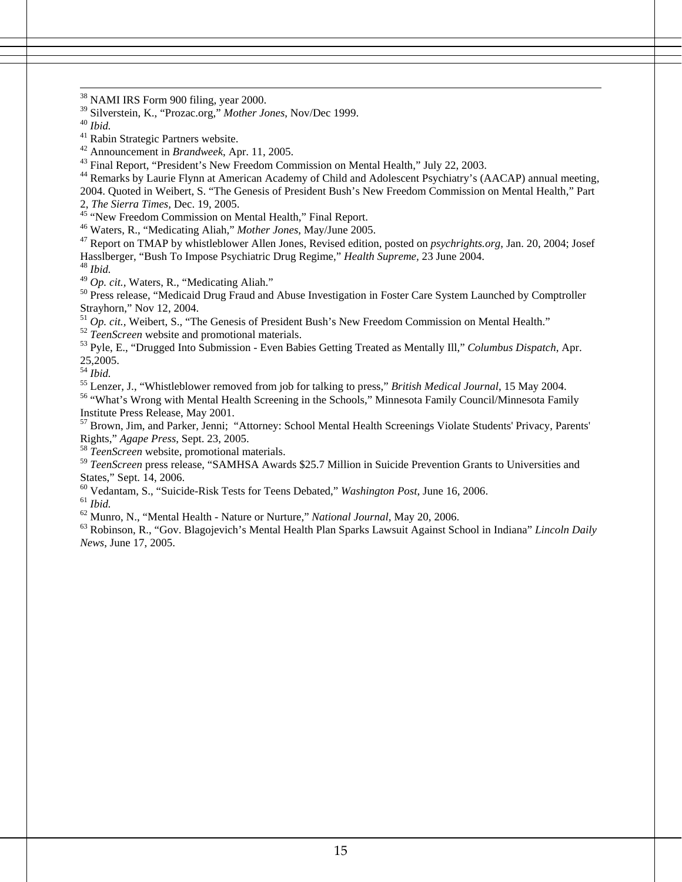[38] NAMI IRS Form 900 filing, year 2000.
[39] Silverstein, K., "Prozac.org," *Mother Jones*, Nov/Dec 1999.
[40] *Ibid.*
[41] Rabin Strategic Partners website.
[42] Announcement in *Brandweek*, Apr. 11, 2005.
[43] Final Report, "President's New Freedom Commission on Mental Health," July 22, 2003.
[44] Remarks by Laurie Flynn at American Academy of Child and Adolescent Psychiatry's (AACAP) annual meeting, 2004. Quoted in Weibert, S. "The Genesis of President Bush's New Freedom Commission on Mental Health," Part 2, *The Sierra Times*, Dec. 19, 2005.
[45] "New Freedom Commission on Mental Health," Final Report.
[46] Waters, R., "Medicating Aliah," *Mother Jones*, May/June 2005.
[47] Report on TMAP by whistleblower Allen Jones, Revised edition, posted on *psychrights.org*, Jan. 20, 2004; Josef Hasslberger, "Bush To Impose Psychiatric Drug Regime," *Health Supreme*, 23 June 2004.
[48] *Ibid.*
[49] *Op. cit.*, Waters, R., "Medicating Aliah."
[50] Press release, "Medicaid Drug Fraud and Abuse Investigation in Foster Care System Launched by Comptroller Strayhorn," Nov 12, 2004.
[51] *Op. cit.*, Weibert, S., "The Genesis of President Bush's New Freedom Commission on Mental Health."
[52] *TeenScreen* website and promotional materials.
[53] Pyle, E., "Drugged Into Submission - Even Babies Getting Treated as Mentally Ill," *Columbus Dispatch*, Apr. 25,2005.
[54] *Ibid.*
[55] Lenzer, J., "Whistleblower removed from job for talking to press," *British Medical Journal*, 15 May 2004.
[56] "What's Wrong with Mental Health Screening in the Schools," Minnesota Family Council/Minnesota Family Institute Press Release, May 2001.
[57] Brown, Jim, and Parker, Jenni; "Attorney: School Mental Health Screenings Violate Students' Privacy, Parents' Rights," *Agape Press*, Sept. 23, 2005.
[58] *TeenScreen* website, promotional materials.
[59] *TeenScreen* press release, "SAMHSA Awards $25.7 Million in Suicide Prevention Grants to Universities and States," Sept. 14, 2006.
[60] Vedantam, S., "Suicide-Risk Tests for Teens Debated," *Washington Post*, June 16, 2006.
[61] *Ibid.*
[62] Munro, N., "Mental Health - Nature or Nurture," *National Journal*, May 20, 2006.
[63] Robinson, R., "Gov. Blagojevich's Mental Health Plan Sparks Lawsuit Against School in Indiana" *Lincoln Daily News*, June 17, 2005.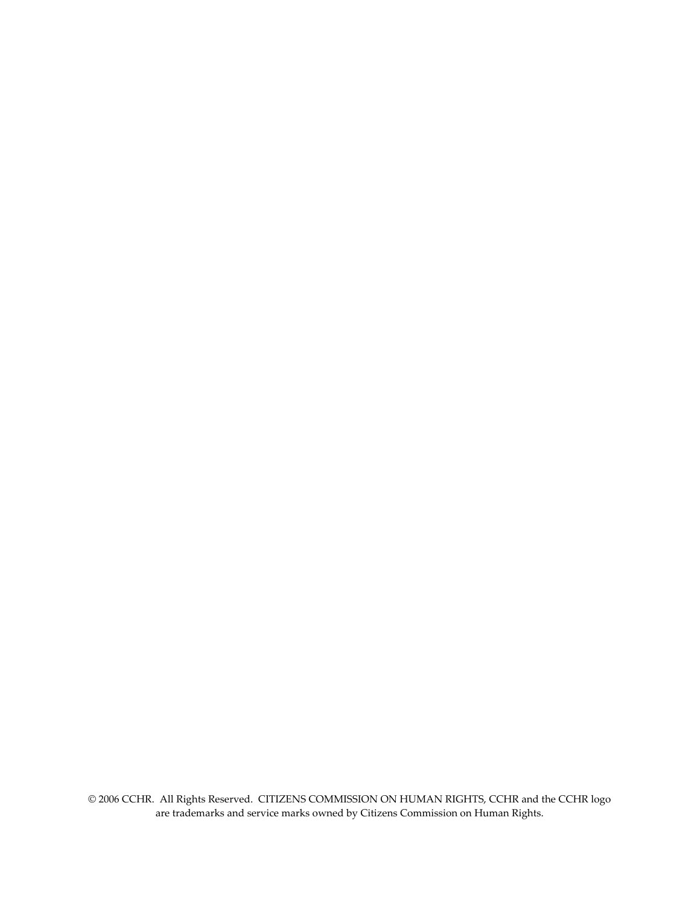© 2006 CCHR. All Rights Reserved. CITIZENS COMMISSION ON HUMAN RIGHTS, CCHR and the CCHR logo are trademarks and service marks owned by Citizens Commission on Human Rights.